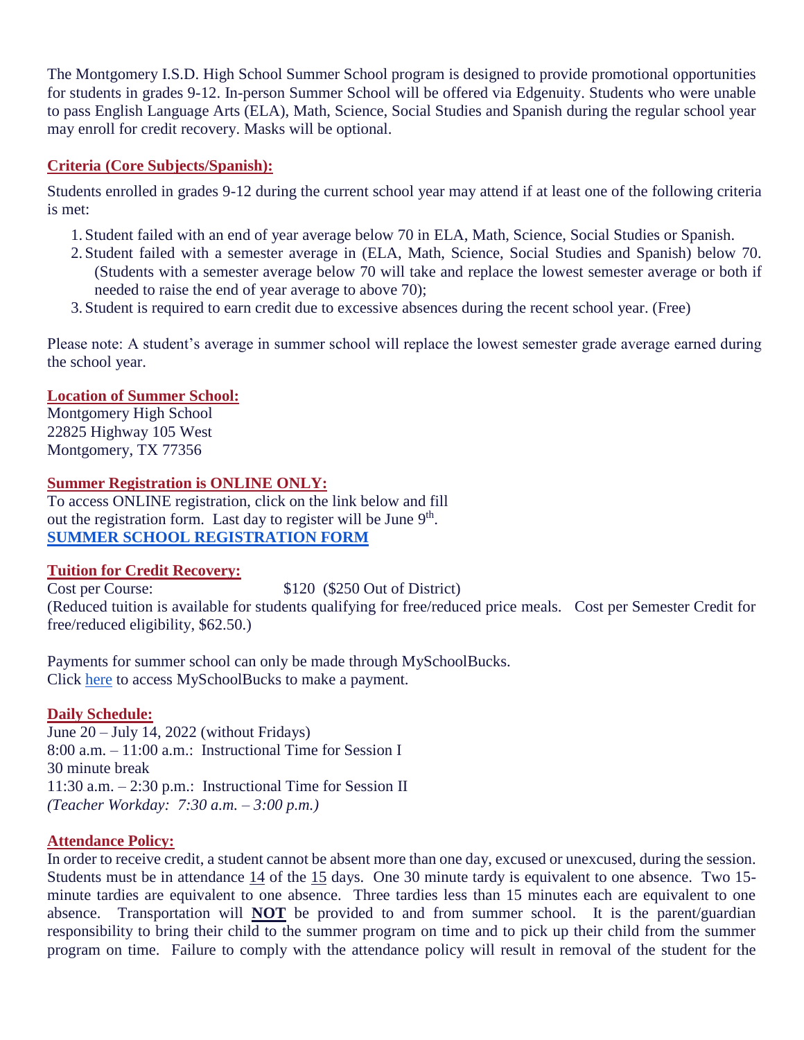The Montgomery I.S.D. High School Summer School program is designed to provide promotional opportunities for students in grades 9-12. In-person Summer School will be offered via Edgenuity. Students who were unable to pass English Language Arts (ELA), Math, Science, Social Studies and Spanish during the regular school year may enroll for credit recovery. Masks will be optional.

## Criteria (Core Subjects/Spanish):

Students enrolled in grades 9-12 during the current school year may attend if at least one of the following criteria is met:

1. Student failed with an end of year average below 70 in ELA, Math, Science, Social Studies or Spanish.
2. Student failed with a semester average in (ELA, Math, Science, Social Studies and Spanish) below 70. (Students with a semester average below 70 will take and replace the lowest semester average or both if needed to raise the end of year average to above 70);
3. Student is required to earn credit due to excessive absences during the recent school year. (Free)

Please note: A student's average in summer school will replace the lowest semester grade average earned during the school year.

## Location of Summer School:

Montgomery High School
22825 Highway 105 West
Montgomery, TX 77356

## Summer Registration is ONLINE ONLY:

To access ONLINE registration, click on the link below and fill out the registration form. Last day to register will be June 9th.
**SUMMER SCHOOL REGISTRATION FORM**

## Tuition for Credit Recovery:

Cost per Course: $120 ($250 Out of District)
(Reduced tuition is available for students qualifying for free/reduced price meals. Cost per Semester Credit for free/reduced eligibility, $62.50.)

Payments for summer school can only be made through MySchoolBucks.
Click here to access MySchoolBucks to make a payment.

## Daily Schedule:

June 20 – July 14, 2022 (without Fridays)
8:00 a.m. – 11:00 a.m.: Instructional Time for Session I
30 minute break
11:30 a.m. – 2:30 p.m.: Instructional Time for Session II
*(Teacher Workday: 7:30 a.m. – 3:00 p.m.)*

## Attendance Policy:

In order to receive credit, a student cannot be absent more than one day, excused or unexcused, during the session. Students must be in attendance 14 of the 15 days. One 30 minute tardy is equivalent to one absence. Two 15-minute tardies are equivalent to one absence. Three tardies less than 15 minutes each are equivalent to one absence. Transportation will **NOT** be provided to and from summer school. It is the parent/guardian responsibility to bring their child to the summer program on time and to pick up their child from the summer program on time. Failure to comply with the attendance policy will result in removal of the student for the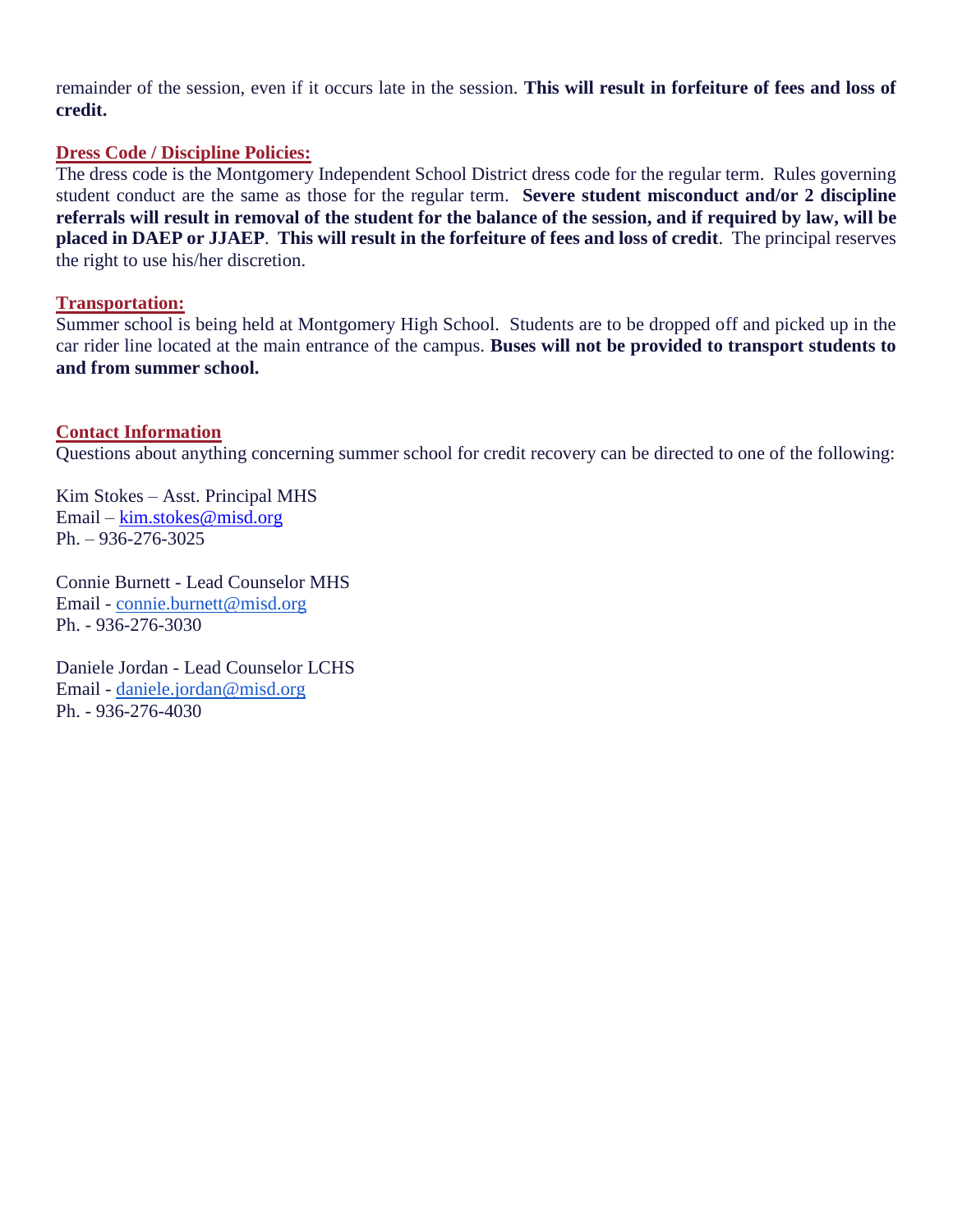remainder of the session, even if it occurs late in the session. **This will result in forfeiture of fees and loss of credit.**

## Dress Code / Discipline Policies:

The dress code is the Montgomery Independent School District dress code for the regular term. Rules governing student conduct are the same as those for the regular term. **Severe student misconduct and/or 2 discipline referrals will result in removal of the student for the balance of the session, and if required by law, will be placed in DAEP or JJAEP**. **This will result in the forfeiture of fees and loss of credit**. The principal reserves the right to use his/her discretion.

## Transportation:

Summer school is being held at Montgomery High School. Students are to be dropped off and picked up in the car rider line located at the main entrance of the campus. **Buses will not be provided to transport students to and from summer school.**

## Contact Information

Questions about anything concerning summer school for credit recovery can be directed to one of the following:

Kim Stokes – Asst. Principal MHS
Email – kim.stokes@misd.org
Ph. – 936-276-3025

Connie Burnett - Lead Counselor MHS
Email - connie.burnett@misd.org
Ph. - 936-276-3030

Daniele Jordan - Lead Counselor LCHS
Email - daniele.jordan@misd.org
Ph. - 936-276-4030